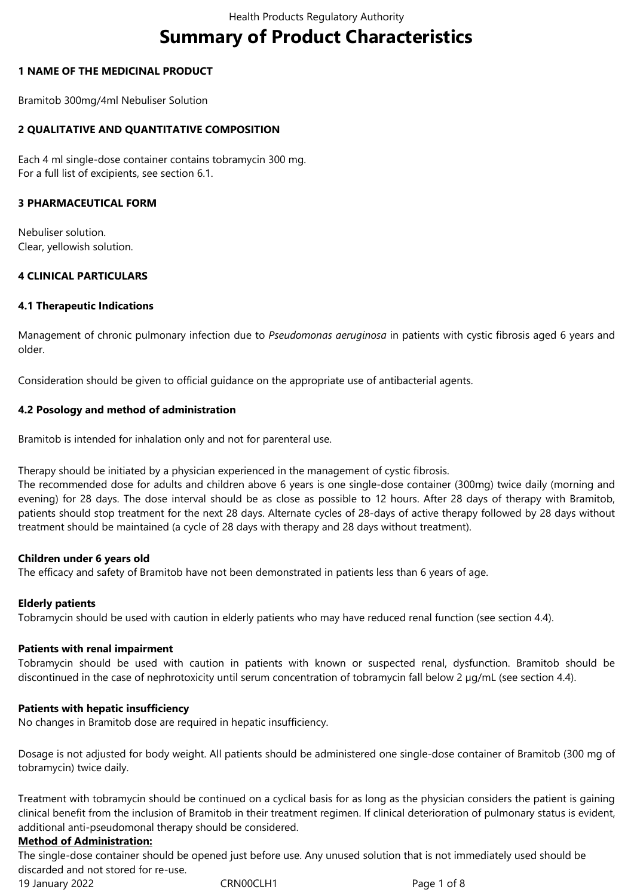# Summary of Product Characteristics

## 1 NAME OF THE MEDICINAL PRODUCT

Bramitob 300mg/4ml Nebuliser Solution

## 2 QUALITATIVE AND QUANTITATIVE COMPOSITION

Each 4 ml single-dose container contains tobramycin 300 mg.
For a full list of excipients, see section 6.1.

## 3 PHARMACEUTICAL FORM

Nebuliser solution.
Clear, yellowish solution.

## 4 CLINICAL PARTICULARS

### 4.1 Therapeutic Indications

Management of chronic pulmonary infection due to *Pseudomonas aeruginosa* in patients with cystic fibrosis aged 6 years and older.

Consideration should be given to official guidance on the appropriate use of antibacterial agents.

### 4.2 Posology and method of administration

Bramitob is intended for inhalation only and not for parenteral use.

Therapy should be initiated by a physician experienced in the management of cystic fibrosis.
The recommended dose for adults and children above 6 years is one single-dose container (300mg) twice daily (morning and evening) for 28 days. The dose interval should be as close as possible to 12 hours. After 28 days of therapy with Bramitob, patients should stop treatment for the next 28 days. Alternate cycles of 28-days of active therapy followed by 28 days without treatment should be maintained (a cycle of 28 days with therapy and 28 days without treatment).

**Children under 6 years old**
The efficacy and safety of Bramitob have not been demonstrated in patients less than 6 years of age.

**Elderly patients**
Tobramycin should be used with caution in elderly patients who may have reduced renal function (see section 4.4).

**Patients with renal impairment**
Tobramycin should be used with caution in patients with known or suspected renal, dysfunction. Bramitob should be discontinued in the case of nephrotoxicity until serum concentration of tobramycin fall below 2 µg/mL (see section 4.4).

**Patients with hepatic insufficiency**
No changes in Bramitob dose are required in hepatic insufficiency.

Dosage is not adjusted for body weight. All patients should be administered one single-dose container of Bramitob (300 mg of tobramycin) twice daily.

Treatment with tobramycin should be continued on a cyclical basis for as long as the physician considers the patient is gaining clinical benefit from the inclusion of Bramitob in their treatment regimen. If clinical deterioration of pulmonary status is evident, additional anti-pseudomonal therapy should be considered.

**Method of Administration:**
The single-dose container should be opened just before use. Any unused solution that is not immediately used should be discarded and not stored for re-use.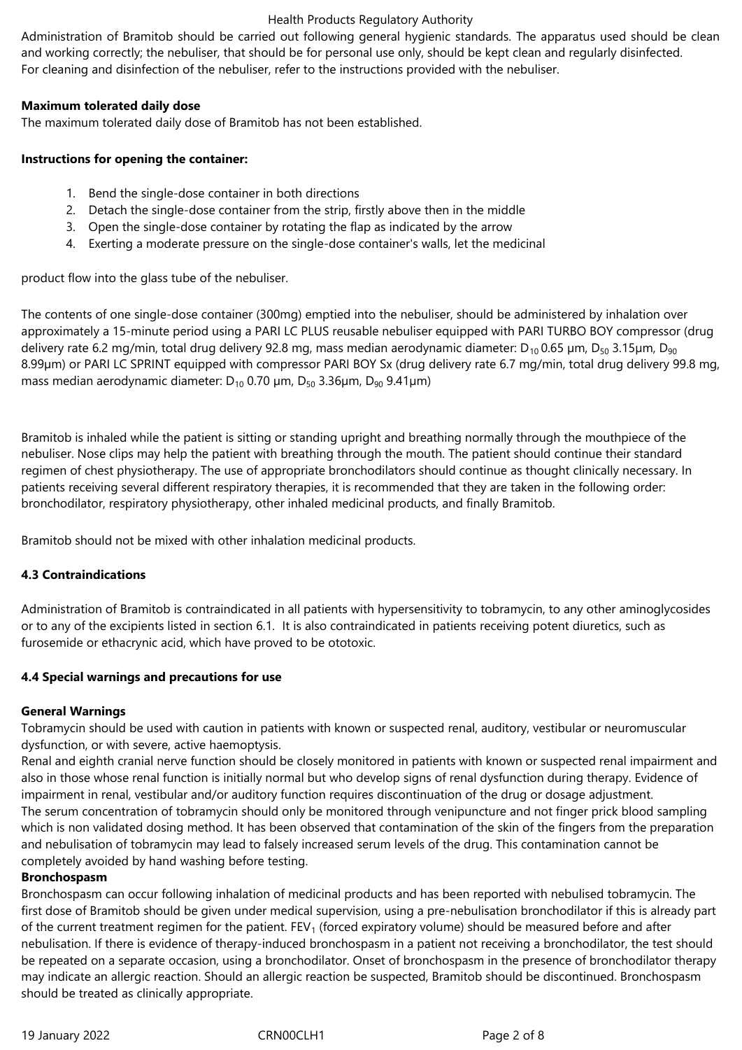Administration of Bramitob should be carried out following general hygienic standards. The apparatus used should be clean and working correctly; the nebuliser, that should be for personal use only, should be kept clean and regularly disinfected.
For cleaning and disinfection of the nebuliser, refer to the instructions provided with the nebuliser.

**Maximum tolerated daily dose**
The maximum tolerated daily dose of Bramitob has not been established.

**Instructions for opening the container:**

1. Bend the single-dose container in both directions
2. Detach the single-dose container from the strip, firstly above then in the middle
3. Open the single-dose container by rotating the flap as indicated by the arrow
4. Exerting a moderate pressure on the single-dose container's walls, let the medicinal

product flow into the glass tube of the nebuliser.

The contents of one single-dose container (300mg) emptied into the nebuliser, should be administered by inhalation over approximately a 15-minute period using a PARI LC PLUS reusable nebuliser equipped with PARI TURBO BOY compressor (drug delivery rate 6.2 mg/min, total drug delivery 92.8 mg, mass median aerodynamic diameter: $D_{10}$ 0.65 µm, $D_{50}$ 3.15µm, $D_{90}$ 8.99µm) or PARI LC SPRINT equipped with compressor PARI BOY Sx (drug delivery rate 6.7 mg/min, total drug delivery 99.8 mg, mass median aerodynamic diameter: $D_{10}$ 0.70 µm, $D_{50}$ 3.36µm, $D_{90}$ 9.41µm)

Bramitob is inhaled while the patient is sitting or standing upright and breathing normally through the mouthpiece of the nebuliser. Nose clips may help the patient with breathing through the mouth. The patient should continue their standard regimen of chest physiotherapy. The use of appropriate bronchodilators should continue as thought clinically necessary. In patients receiving several different respiratory therapies, it is recommended that they are taken in the following order: bronchodilator, respiratory physiotherapy, other inhaled medicinal products, and finally Bramitob.

Bramitob should not be mixed with other inhalation medicinal products.

### 4.3 Contraindications

Administration of Bramitob is contraindicated in all patients with hypersensitivity to tobramycin, to any other aminoglycosides or to any of the excipients listed in section 6.1. It is also contraindicated in patients receiving potent diuretics, such as furosemide or ethacrynic acid, which have proved to be ototoxic.

### 4.4 Special warnings and precautions for use

**General Warnings**
Tobramycin should be used with caution in patients with known or suspected renal, auditory, vestibular or neuromuscular dysfunction, or with severe, active haemoptysis.
Renal and eighth cranial nerve function should be closely monitored in patients with known or suspected renal impairment and also in those whose renal function is initially normal but who develop signs of renal dysfunction during therapy. Evidence of impairment in renal, vestibular and/or auditory function requires discontinuation of the drug or dosage adjustment.
The serum concentration of tobramycin should only be monitored through venipuncture and not finger prick blood sampling which is non validated dosing method. It has been observed that contamination of the skin of the fingers from the preparation and nebulisation of tobramycin may lead to falsely increased serum levels of the drug. This contamination cannot be completely avoided by hand washing before testing.

**Bronchospasm**
Bronchospasm can occur following inhalation of medicinal products and has been reported with nebulised tobramycin. The first dose of Bramitob should be given under medical supervision, using a pre-nebulisation bronchodilator if this is already part of the current treatment regimen for the patient. $FEV_1$ (forced expiratory volume) should be measured before and after nebulisation. If there is evidence of therapy-induced bronchospasm in a patient not receiving a bronchodilator, the test should be repeated on a separate occasion, using a bronchodilator. Onset of bronchospasm in the presence of bronchodilator therapy may indicate an allergic reaction. Should an allergic reaction be suspected, Bramitob should be discontinued. Bronchospasm should be treated as clinically appropriate.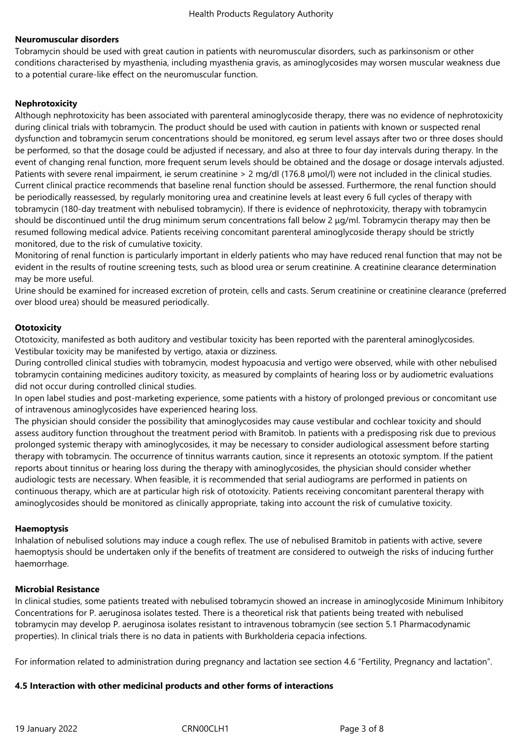**Neuromuscular disorders**

Tobramycin should be used with great caution in patients with neuromuscular disorders, such as parkinsonism or other conditions characterised by myasthenia, including myasthenia gravis, as aminoglycosides may worsen muscular weakness due to a potential curare-like effect on the neuromuscular function.

**Nephrotoxicity**

Although nephrotoxicity has been associated with parenteral aminoglycoside therapy, there was no evidence of nephrotoxicity during clinical trials with tobramycin. The product should be used with caution in patients with known or suspected renal dysfunction and tobramycin serum concentrations should be monitored, eg serum level assays after two or three doses should be performed, so that the dosage could be adjusted if necessary, and also at three to four day intervals during therapy. In the event of changing renal function, more frequent serum levels should be obtained and the dosage or dosage intervals adjusted. Patients with severe renal impairment, ie serum creatinine > 2 mg/dl (176.8 µmol/l) were not included in the clinical studies.
Current clinical practice recommends that baseline renal function should be assessed. Furthermore, the renal function should be periodically reassessed, by regularly monitoring urea and creatinine levels at least every 6 full cycles of therapy with tobramycin (180-day treatment with nebulised tobramycin). If there is evidence of nephrotoxicity, therapy with tobramycin should be discontinued until the drug minimum serum concentrations fall below 2 µg/ml. Tobramycin therapy may then be resumed following medical advice. Patients receiving concomitant parenteral aminoglycoside therapy should be strictly monitored, due to the risk of cumulative toxicity.
Monitoring of renal function is particularly important in elderly patients who may have reduced renal function that may not be evident in the results of routine screening tests, such as blood urea or serum creatinine. A creatinine clearance determination may be more useful.
Urine should be examined for increased excretion of protein, cells and casts. Serum creatinine or creatinine clearance (preferred over blood urea) should be measured periodically.

**Ototoxicity**

Ototoxicity, manifested as both auditory and vestibular toxicity has been reported with the parenteral aminoglycosides. Vestibular toxicity may be manifested by vertigo, ataxia or dizziness.
During controlled clinical studies with tobramycin, modest hypoacusia and vertigo were observed, while with other nebulised tobramycin containing medicines auditory toxicity, as measured by complaints of hearing loss or by audiometric evaluations did not occur during controlled clinical studies.
In open label studies and post-marketing experience, some patients with a history of prolonged previous or concomitant use of intravenous aminoglycosides have experienced hearing loss.
The physician should consider the possibility that aminoglycosides may cause vestibular and cochlear toxicity and should assess auditory function throughout the treatment period with Bramitob. In patients with a predisposing risk due to previous prolonged systemic therapy with aminoglycosides, it may be necessary to consider audiological assessment before starting therapy with tobramycin. The occurrence of tinnitus warrants caution, since it represents an ototoxic symptom. If the patient reports about tinnitus or hearing loss during the therapy with aminoglycosides, the physician should consider whether audiologic tests are necessary. When feasible, it is recommended that serial audiograms are performed in patients on continuous therapy, which are at particular high risk of ototoxicity. Patients receiving concomitant parenteral therapy with aminoglycosides should be monitored as clinically appropriate, taking into account the risk of cumulative toxicity.

**Haemoptysis**

Inhalation of nebulised solutions may induce a cough reflex. The use of nebulised Bramitob in patients with active, severe haemoptysis should be undertaken only if the benefits of treatment are considered to outweigh the risks of inducing further haemorrhage.

**Microbial Resistance**

In clinical studies, some patients treated with nebulised tobramycin showed an increase in aminoglycoside Minimum Inhibitory Concentrations for P. aeruginosa isolates tested. There is a theoretical risk that patients being treated with nebulised tobramycin may develop P. aeruginosa isolates resistant to intravenous tobramycin (see section 5.1 Pharmacodynamic properties). In clinical trials there is no data in patients with Burkholderia cepacia infections.

For information related to administration during pregnancy and lactation see section 4.6 "Fertility, Pregnancy and lactation".

**4.5 Interaction with other medicinal products and other forms of interactions**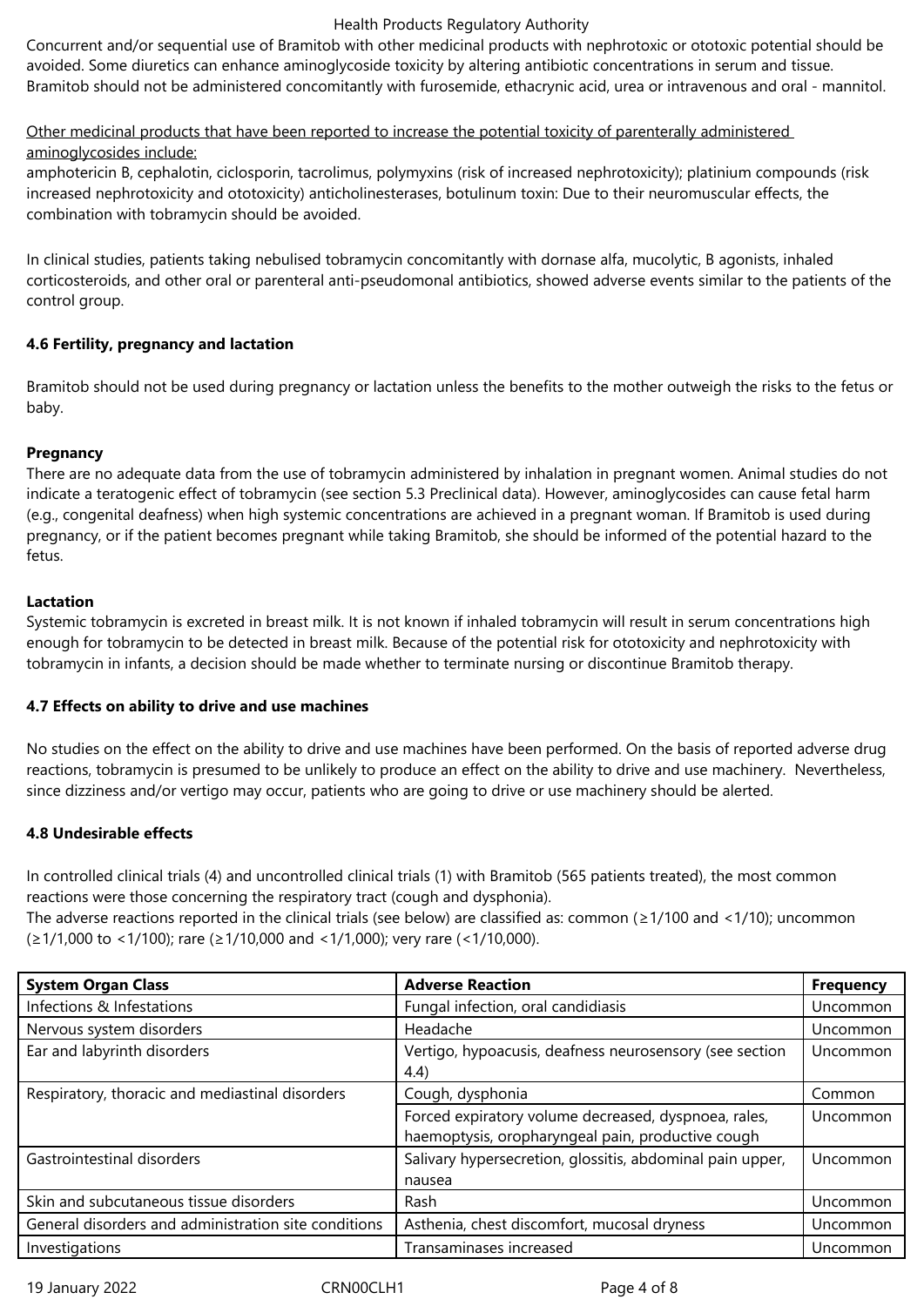Concurrent and/or sequential use of Bramitob with other medicinal products with nephrotoxic or ototoxic potential should be avoided. Some diuretics can enhance aminoglycoside toxicity by altering antibiotic concentrations in serum and tissue. Bramitob should not be administered concomitantly with furosemide, ethacrynic acid, urea or intravenous and oral - mannitol.

Other medicinal products that have been reported to increase the potential toxicity of parenterally administered aminoglycosides include:
amphotericin B, cephalotin, ciclosporin, tacrolimus, polymyxins (risk of increased nephrotoxicity); platinium compounds (risk increased nephrotoxicity and ototoxicity) anticholinesterases, botulinum toxin: Due to their neuromuscular effects, the combination with tobramycin should be avoided.

In clinical studies, patients taking nebulised tobramycin concomitantly with dornase alfa, mucolytic, B agonists, inhaled corticosteroids, and other oral or parenteral anti-pseudomonal antibiotics, showed adverse events similar to the patients of the control group.

### 4.6 Fertility, pregnancy and lactation

Bramitob should not be used during pregnancy or lactation unless the benefits to the mother outweigh the risks to the fetus or baby.

**Pregnancy**
There are no adequate data from the use of tobramycin administered by inhalation in pregnant women. Animal studies do not indicate a teratogenic effect of tobramycin (see section 5.3 Preclinical data). However, aminoglycosides can cause fetal harm (e.g., congenital deafness) when high systemic concentrations are achieved in a pregnant woman. If Bramitob is used during pregnancy, or if the patient becomes pregnant while taking Bramitob, she should be informed of the potential hazard to the fetus.

**Lactation**
Systemic tobramycin is excreted in breast milk. It is not known if inhaled tobramycin will result in serum concentrations high enough for tobramycin to be detected in breast milk. Because of the potential risk for ototoxicity and nephrotoxicity with tobramycin in infants, a decision should be made whether to terminate nursing or discontinue Bramitob therapy.

### 4.7 Effects on ability to drive and use machines

No studies on the effect on the ability to drive and use machines have been performed. On the basis of reported adverse drug reactions, tobramycin is presumed to be unlikely to produce an effect on the ability to drive and use machinery. Nevertheless, since dizziness and/or vertigo may occur, patients who are going to drive or use machinery should be alerted.

### 4.8 Undesirable effects

In controlled clinical trials (4) and uncontrolled clinical trials (1) with Bramitob (565 patients treated), the most common reactions were those concerning the respiratory tract (cough and dysphonia).
The adverse reactions reported in the clinical trials (see below) are classified as: common (≥1/100 and <1/10); uncommon (≥1/1,000 to <1/100); rare (≥1/10,000 and <1/1,000); very rare (<1/10,000).

| System Organ Class | Adverse Reaction | Frequency |
|---|---|---|
| Infections & Infestations | Fungal infection, oral candidiasis | Uncommon |
| Nervous system disorders | Headache | Uncommon |
| Ear and labyrinth disorders | Vertigo, hypoacusis, deafness neurosensory (see section 4.4) | Uncommon |
| Respiratory, thoracic and mediastinal disorders | Cough, dysphonia | Common |
| | Forced expiratory volume decreased, dyspnoea, rales, haemoptysis, oropharyngeal pain, productive cough | Uncommon |
| Gastrointestinal disorders | Salivary hypersecretion, glossitis, abdominal pain upper, nausea | Uncommon |
| Skin and subcutaneous tissue disorders | Rash | Uncommon |
| General disorders and administration site conditions | Asthenia, chest discomfort, mucosal dryness | Uncommon |
| Investigations | Transaminases increased | Uncommon |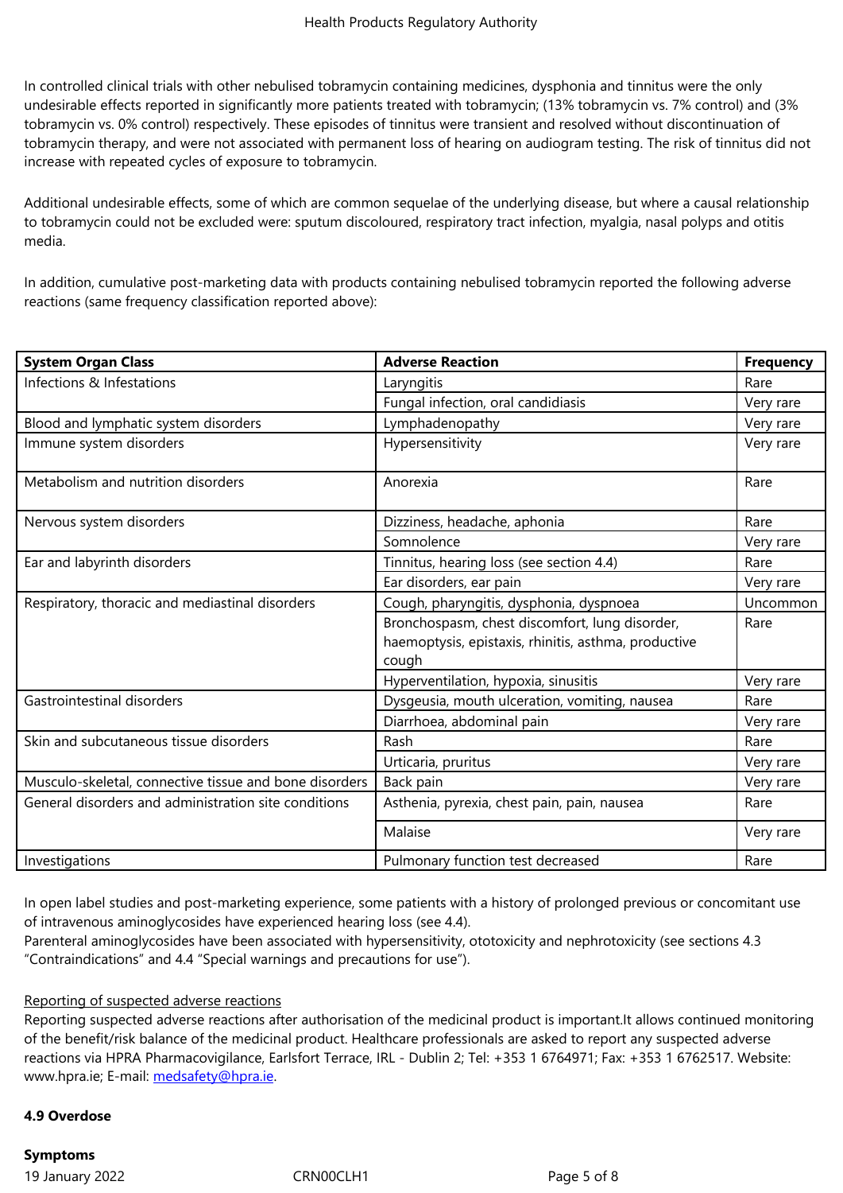In controlled clinical trials with other nebulised tobramycin containing medicines, dysphonia and tinnitus were the only undesirable effects reported in significantly more patients treated with tobramycin; (13% tobramycin vs. 7% control) and (3% tobramycin vs. 0% control) respectively. These episodes of tinnitus were transient and resolved without discontinuation of tobramycin therapy, and were not associated with permanent loss of hearing on audiogram testing. The risk of tinnitus did not increase with repeated cycles of exposure to tobramycin.

Additional undesirable effects, some of which are common sequelae of the underlying disease, but where a causal relationship to tobramycin could not be excluded were: sputum discoloured, respiratory tract infection, myalgia, nasal polyps and otitis media.

In addition, cumulative post-marketing data with products containing nebulised tobramycin reported the following adverse reactions (same frequency classification reported above):

| System Organ Class | Adverse Reaction | Frequency |
|---|---|---|
| Infections & Infestations | Laryngitis | Rare |
| | Fungal infection, oral candidiasis | Very rare |
| Blood and lymphatic system disorders | Lymphadenopathy | Very rare |
| Immune system disorders | Hypersensitivity | Very rare |
| Metabolism and nutrition disorders | Anorexia | Rare |
| Nervous system disorders | Dizziness, headache, aphonia | Rare |
| | Somnolence | Very rare |
| Ear and labyrinth disorders | Tinnitus, hearing loss (see section 4.4) | Rare |
| | Ear disorders, ear pain | Very rare |
| Respiratory, thoracic and mediastinal disorders | Cough, pharyngitis, dysphonia, dyspnoea | Uncommon |
| | Bronchospasm, chest discomfort, lung disorder, haemoptysis, epistaxis, rhinitis, asthma, productive cough | Rare |
| | Hyperventilation, hypoxia, sinusitis | Very rare |
| Gastrointestinal disorders | Dysgeusia, mouth ulceration, vomiting, nausea | Rare |
| | Diarrhoea, abdominal pain | Very rare |
| Skin and subcutaneous tissue disorders | Rash | Rare |
| | Urticaria, pruritus | Very rare |
| Musculo-skeletal, connective tissue and bone disorders | Back pain | Very rare |
| General disorders and administration site conditions | Asthenia, pyrexia, chest pain, pain, nausea | Rare |
| | Malaise | Very rare |
| Investigations | Pulmonary function test decreased | Rare |

In open label studies and post-marketing experience, some patients with a history of prolonged previous or concomitant use of intravenous aminoglycosides have experienced hearing loss (see 4.4).
Parenteral aminoglycosides have been associated with hypersensitivity, ototoxicity and nephrotoxicity (see sections 4.3 "Contraindications" and 4.4 "Special warnings and precautions for use").

Reporting of suspected adverse reactions
Reporting suspected adverse reactions after authorisation of the medicinal product is important.It allows continued monitoring of the benefit/risk balance of the medicinal product. Healthcare professionals are asked to report any suspected adverse reactions via HPRA Pharmacovigilance, Earlsfort Terrace, IRL - Dublin 2; Tel: +353 1 6764971; Fax: +353 1 6762517. Website: www.hpra.ie; E-mail: medsafety@hpra.ie.

**4.9 Overdose**

**Symptoms**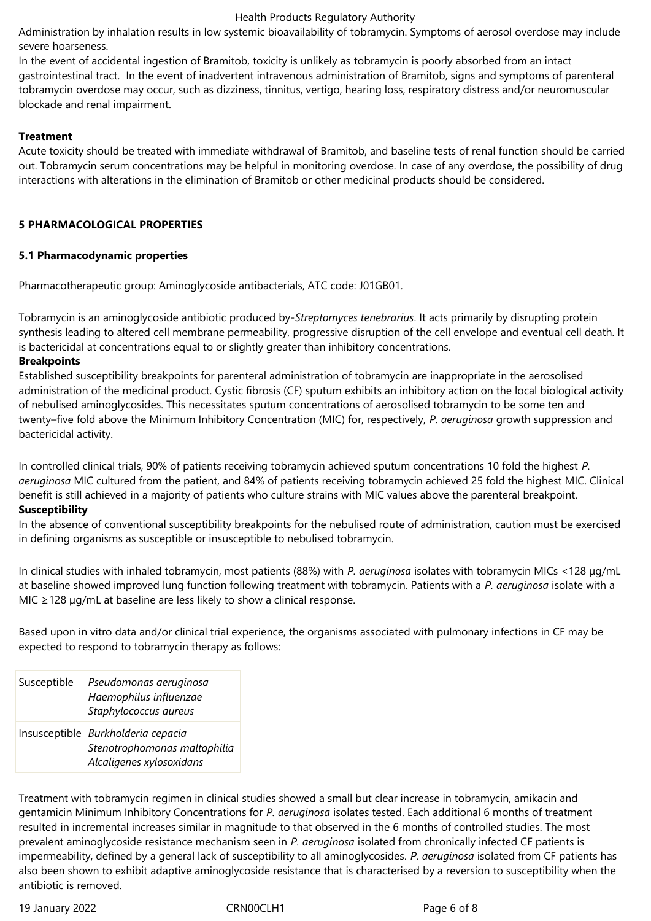Administration by inhalation results in low systemic bioavailability of tobramycin. Symptoms of aerosol overdose may include severe hoarseness.

In the event of accidental ingestion of Bramitob, toxicity is unlikely as tobramycin is poorly absorbed from an intact gastrointestinal tract. In the event of inadvertent intravenous administration of Bramitob, signs and symptoms of parenteral tobramycin overdose may occur, such as dizziness, tinnitus, vertigo, hearing loss, respiratory distress and/or neuromuscular blockade and renal impairment.

**Treatment**

Acute toxicity should be treated with immediate withdrawal of Bramitob, and baseline tests of renal function should be carried out. Tobramycin serum concentrations may be helpful in monitoring overdose. In case of any overdose, the possibility of drug interactions with alterations in the elimination of Bramitob or other medicinal products should be considered.

## 5 PHARMACOLOGICAL PROPERTIES

### 5.1 Pharmacodynamic properties

Pharmacotherapeutic group: Aminoglycoside antibacterials, ATC code: J01GB01.

Tobramycin is an aminoglycoside antibiotic produced by-*Streptomyces tenebrarius*. It acts primarily by disrupting protein synthesis leading to altered cell membrane permeability, progressive disruption of the cell envelope and eventual cell death. It is bactericidal at concentrations equal to or slightly greater than inhibitory concentrations.

**Breakpoints**

Established susceptibility breakpoints for parenteral administration of tobramycin are inappropriate in the aerosolised administration of the medicinal product. Cystic fibrosis (CF) sputum exhibits an inhibitory action on the local biological activity of nebulised aminoglycosides. This necessitates sputum concentrations of aerosolised tobramycin to be some ten and twenty–five fold above the Minimum Inhibitory Concentration (MIC) for, respectively, *P. aeruginosa* growth suppression and bactericidal activity.

In controlled clinical trials, 90% of patients receiving tobramycin achieved sputum concentrations 10 fold the highest *P. aeruginosa* MIC cultured from the patient, and 84% of patients receiving tobramycin achieved 25 fold the highest MIC. Clinical benefit is still achieved in a majority of patients who culture strains with MIC values above the parenteral breakpoint.

**Susceptibility**

In the absence of conventional susceptibility breakpoints for the nebulised route of administration, caution must be exercised in defining organisms as susceptible or insusceptible to nebulised tobramycin.

In clinical studies with inhaled tobramycin, most patients (88%) with *P. aeruginosa* isolates with tobramycin MICs <128 µg/mL at baseline showed improved lung function following treatment with tobramycin. Patients with a *P. aeruginosa* isolate with a MIC ≥128 µg/mL at baseline are less likely to show a clinical response.

Based upon in vitro data and/or clinical trial experience, the organisms associated with pulmonary infections in CF may be expected to respond to tobramycin therapy as follows:

| | |
|---|---|
| Susceptible | *Pseudomonas aeruginosa*<br>*Haemophilus influenzae*<br>*Staphylococcus aureus* |
| Insusceptible | *Burkholderia cepacia*<br>*Stenotrophomonas maltophilia*<br>*Alcaligenes xylosoxidans* |

Treatment with tobramycin regimen in clinical studies showed a small but clear increase in tobramycin, amikacin and gentamicin Minimum Inhibitory Concentrations for *P. aeruginosa* isolates tested. Each additional 6 months of treatment resulted in incremental increases similar in magnitude to that observed in the 6 months of controlled studies. The most prevalent aminoglycoside resistance mechanism seen in *P. aeruginosa* isolated from chronically infected CF patients is impermeability, defined by a general lack of susceptibility to all aminoglycosides. *P. aeruginosa* isolated from CF patients has also been shown to exhibit adaptive aminoglycoside resistance that is characterised by a reversion to susceptibility when the antibiotic is removed.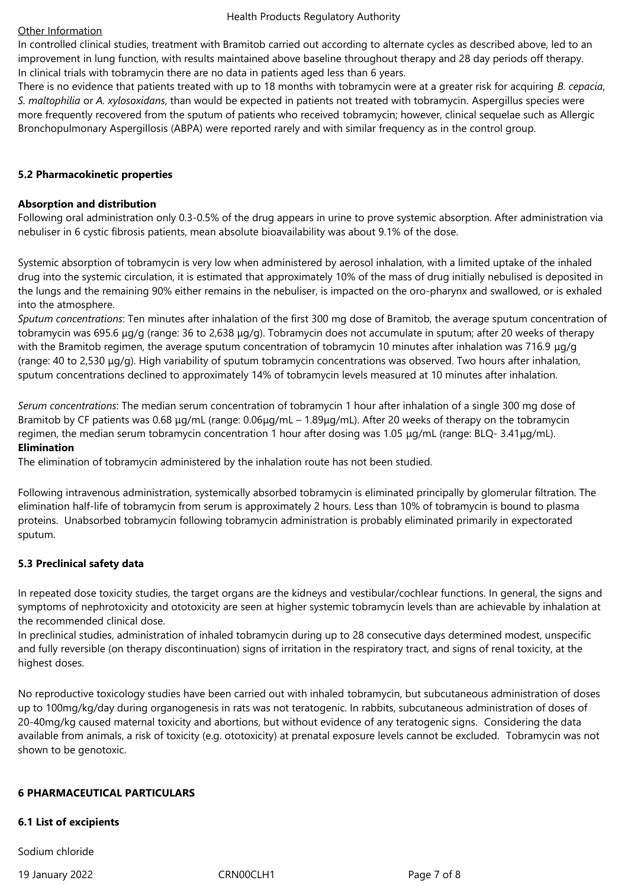Other Information

In controlled clinical studies, treatment with Bramitob carried out according to alternate cycles as described above, led to an improvement in lung function, with results maintained above baseline throughout therapy and 28 day periods off therapy.
In clinical trials with tobramycin there are no data in patients aged less than 6 years.
There is no evidence that patients treated with up to 18 months with tobramycin were at a greater risk for acquiring *B. cepacia*, *S. maltophilia* or *A. xylosoxidans*, than would be expected in patients not treated with tobramycin. Aspergillus species were more frequently recovered from the sputum of patients who received tobramycin; however, clinical sequelae such as Allergic Bronchopulmonary Aspergillosis (ABPA) were reported rarely and with similar frequency as in the control group.

**5.2 Pharmacokinetic properties**

**Absorption and distribution**

Following oral administration only 0.3-0.5% of the drug appears in urine to prove systemic absorption. After administration via nebuliser in 6 cystic fibrosis patients, mean absolute bioavailability was about 9.1% of the dose.

Systemic absorption of tobramycin is very low when administered by aerosol inhalation, with a limited uptake of the inhaled drug into the systemic circulation, it is estimated that approximately 10% of the mass of drug initially nebulised is deposited in the lungs and the remaining 90% either remains in the nebuliser, is impacted on the oro-pharynx and swallowed, or is exhaled into the atmosphere.

*Sputum concentrations*: Ten minutes after inhalation of the first 300 mg dose of Bramitob, the average sputum concentration of tobramycin was 695.6 µg/g (range: 36 to 2,638 µg/g). Tobramycin does not accumulate in sputum; after 20 weeks of therapy with the Bramitob regimen, the average sputum concentration of tobramycin 10 minutes after inhalation was 716.9 µg/g (range: 40 to 2,530 µg/g). High variability of sputum tobramycin concentrations was observed. Two hours after inhalation, sputum concentrations declined to approximately 14% of tobramycin levels measured at 10 minutes after inhalation.

*Serum concentrations*: The median serum concentration of tobramycin 1 hour after inhalation of a single 300 mg dose of Bramitob by CF patients was 0.68 µg/mL (range: 0.06µg/mL – 1.89µg/mL). After 20 weeks of therapy on the tobramycin regimen, the median serum tobramycin concentration 1 hour after dosing was 1.05 µg/mL (range: BLQ- 3.41µg/mL).

**Elimination**

The elimination of tobramycin administered by the inhalation route has not been studied.

Following intravenous administration, systemically absorbed tobramycin is eliminated principally by glomerular filtration. The elimination half-life of tobramycin from serum is approximately 2 hours. Less than 10% of tobramycin is bound to plasma proteins. Unabsorbed tobramycin following tobramycin administration is probably eliminated primarily in expectorated sputum.

**5.3 Preclinical safety data**

In repeated dose toxicity studies, the target organs are the kidneys and vestibular/cochlear functions. In general, the signs and symptoms of nephrotoxicity and ototoxicity are seen at higher systemic tobramycin levels than are achievable by inhalation at the recommended clinical dose.
In preclinical studies, administration of inhaled tobramycin during up to 28 consecutive days determined modest, unspecific and fully reversible (on therapy discontinuation) signs of irritation in the respiratory tract, and signs of renal toxicity, at the highest doses.

No reproductive toxicology studies have been carried out with inhaled tobramycin, but subcutaneous administration of doses up to 100mg/kg/day during organogenesis in rats was not teratogenic. In rabbits, subcutaneous administration of doses of 20-40mg/kg caused maternal toxicity and abortions, but without evidence of any teratogenic signs. Considering the data available from animals, a risk of toxicity (e.g. ototoxicity) at prenatal exposure levels cannot be excluded. Tobramycin was not shown to be genotoxic.

**6 PHARMACEUTICAL PARTICULARS**

**6.1 List of excipients**

Sodium chloride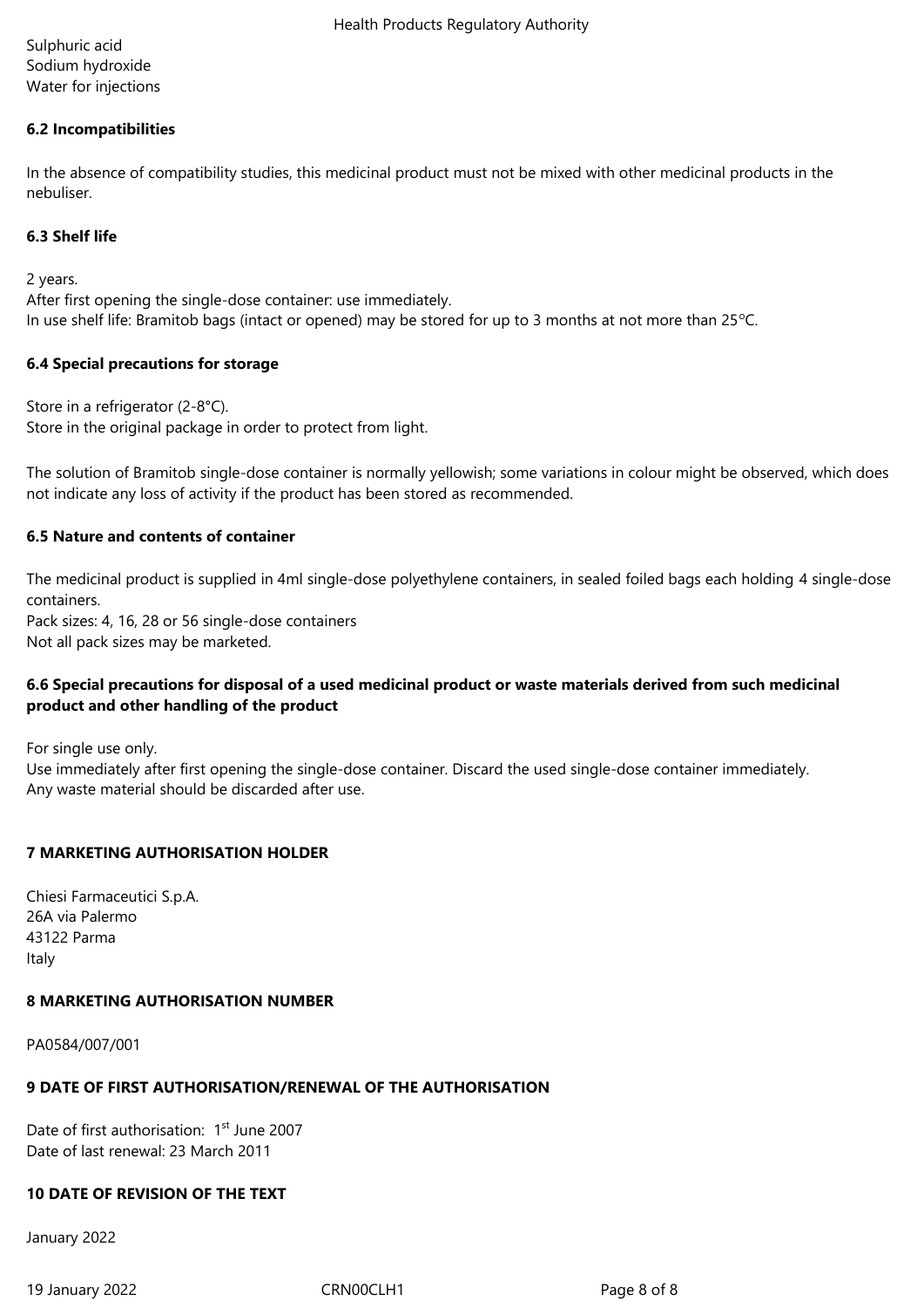Sulphuric acid
Sodium hydroxide
Water for injections

**6.2 Incompatibilities**

In the absence of compatibility studies, this medicinal product must not be mixed with other medicinal products in the nebuliser.

**6.3 Shelf life**

2 years.
After first opening the single-dose container: use immediately.
In use shelf life: Bramitob bags (intact or opened) may be stored for up to 3 months at not more than 25°C.

**6.4 Special precautions for storage**

Store in a refrigerator (2-8°C).
Store in the original package in order to protect from light.

The solution of Bramitob single-dose container is normally yellowish; some variations in colour might be observed, which does not indicate any loss of activity if the product has been stored as recommended.

**6.5 Nature and contents of container**

The medicinal product is supplied in 4ml single-dose polyethylene containers, in sealed foiled bags each holding 4 single-dose containers.
Pack sizes: 4, 16, 28 or 56 single-dose containers
Not all pack sizes may be marketed.

**6.6 Special precautions for disposal of a used medicinal product or waste materials derived from such medicinal product and other handling of the product**

For single use only.
Use immediately after first opening the single-dose container. Discard the used single-dose container immediately.
Any waste material should be discarded after use.

**7 MARKETING AUTHORISATION HOLDER**

Chiesi Farmaceutici S.p.A.
26A via Palermo
43122 Parma
Italy

**8 MARKETING AUTHORISATION NUMBER**

PA0584/007/001

**9 DATE OF FIRST AUTHORISATION/RENEWAL OF THE AUTHORISATION**

Date of first authorisation: 1st June 2007
Date of last renewal: 23 March 2011

**10 DATE OF REVISION OF THE TEXT**

January 2022